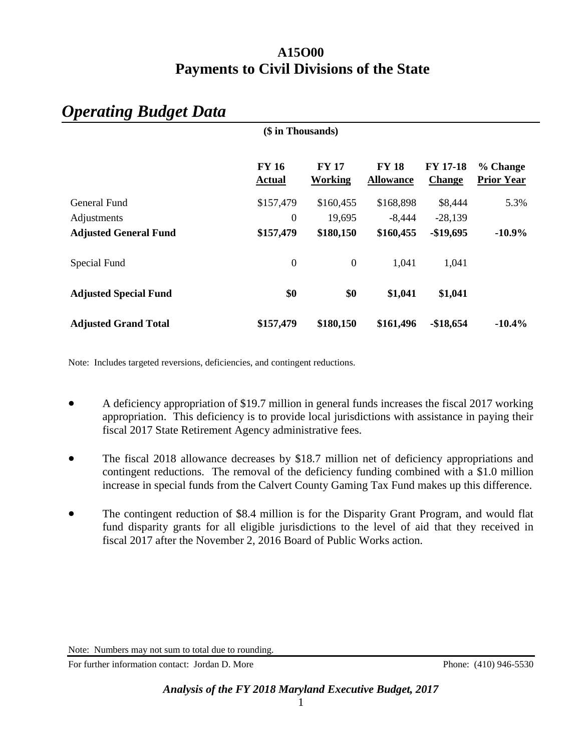# A15O00
# Payments to Civil Divisions of the State

## *Operating Budget Data*

($ in Thousands)

| | FY 16 Actual | FY 17 Working | FY 18 Allowance | FY 17-18 Change | % Change Prior Year |
|---|---|---|---|---|---|
| General Fund | $157,479 | $160,455 | $168,898 | $8,444 | 5.3% |
| Adjustments | 0 | 19,695 | -8,444 | -28,139 | |
| **Adjusted General Fund** | **$157,479** | **$180,150** | **$160,455** | **-$19,695** | **-10.9%** |
| Special Fund | 0 | 0 | 1,041 | 1,041 | |
| **Adjusted Special Fund** | **$0** | **$0** | **$1,041** | **$1,041** | |
| **Adjusted Grand Total** | **$157,479** | **$180,150** | **$161,496** | **-$18,654** | **-10.4%** |

Note: Includes targeted reversions, deficiencies, and contingent reductions.

- A deficiency appropriation of $19.7 million in general funds increases the fiscal 2017 working appropriation. This deficiency is to provide local jurisdictions with assistance in paying their fiscal 2017 State Retirement Agency administrative fees.
- The fiscal 2018 allowance decreases by $18.7 million net of deficiency appropriations and contingent reductions. The removal of the deficiency funding combined with a $1.0 million increase in special funds from the Calvert County Gaming Tax Fund makes up this difference.
- The contingent reduction of $8.4 million is for the Disparity Grant Program, and would flat fund disparity grants for all eligible jurisdictions to the level of aid that they received in fiscal 2017 after the November 2, 2016 Board of Public Works action.

Note: Numbers may not sum to total due to rounding.

For further information contact: Jordan D. More Phone: (410) 946-5530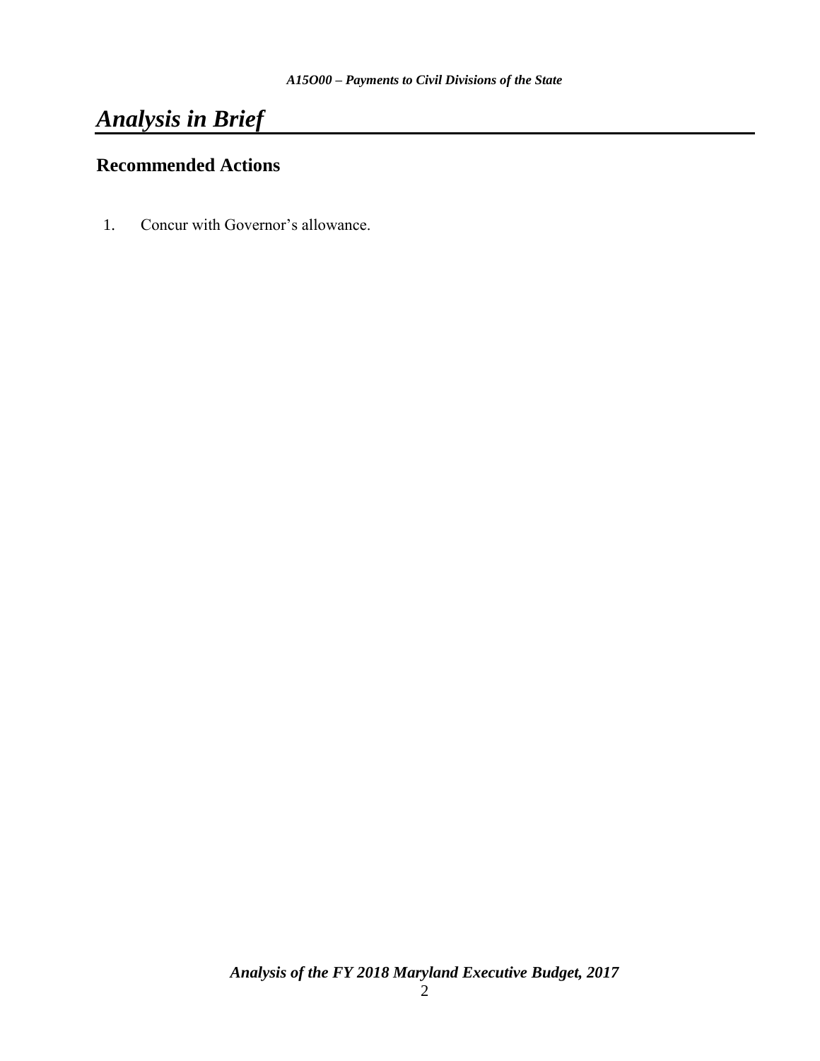# *Analysis in Brief*

## Recommended Actions

1. Concur with Governor's allowance.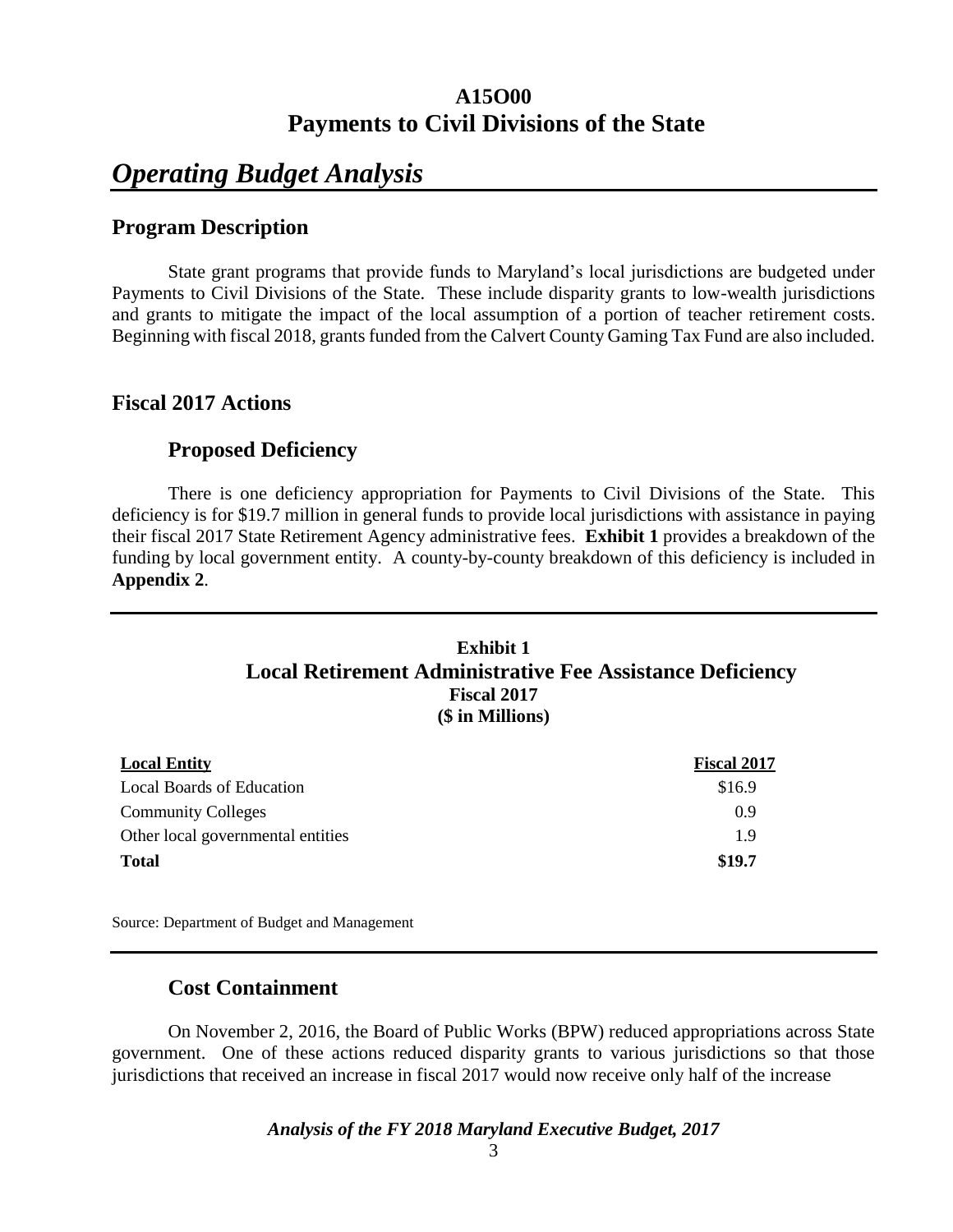# A15O00
# Payments to Civil Divisions of the State

## *Operating Budget Analysis*

### Program Description

State grant programs that provide funds to Maryland's local jurisdictions are budgeted under Payments to Civil Divisions of the State. These include disparity grants to low-wealth jurisdictions and grants to mitigate the impact of the local assumption of a portion of teacher retirement costs. Beginning with fiscal 2018, grants funded from the Calvert County Gaming Tax Fund are also included.

### Fiscal 2017 Actions

#### Proposed Deficiency

There is one deficiency appropriation for Payments to Civil Divisions of the State. This deficiency is for $19.7 million in general funds to provide local jurisdictions with assistance in paying their fiscal 2017 State Retirement Agency administrative fees. **Exhibit 1** provides a breakdown of the funding by local government entity. A county-by-county breakdown of this deficiency is included in **Appendix 2**.

**Exhibit 1**
**Local Retirement Administrative Fee Assistance Deficiency**
**Fiscal 2017**
**($ in Millions)**

| Local Entity | Fiscal 2017 |
|---|---|
| Local Boards of Education | $16.9 |
| Community Colleges | 0.9 |
| Other local governmental entities | 1.9 |
| **Total** | **$19.7** |

Source: Department of Budget and Management

#### Cost Containment

On November 2, 2016, the Board of Public Works (BPW) reduced appropriations across State government. One of these actions reduced disparity grants to various jurisdictions so that those jurisdictions that received an increase in fiscal 2017 would now receive only half of the increase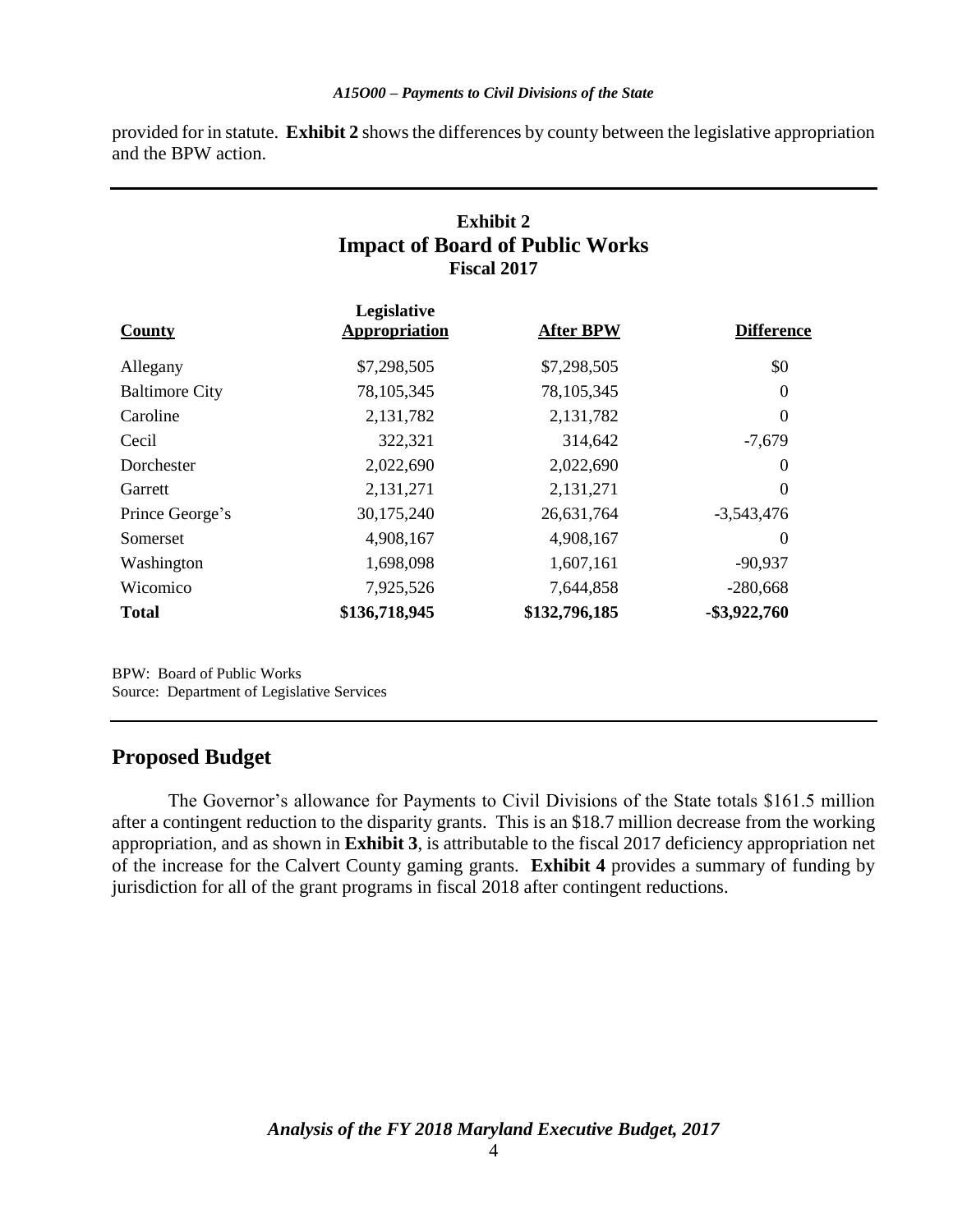provided for in statute. **Exhibit 2** shows the differences by county between the legislative appropriation and the BPW action.

**Exhibit 2**
**Impact of Board of Public Works**
**Fiscal 2017**

| County | Legislative Appropriation | After BPW | Difference |
|---|---|---|---|
| Allegany | $7,298,505 | $7,298,505 | $0 |
| Baltimore City | 78,105,345 | 78,105,345 | 0 |
| Caroline | 2,131,782 | 2,131,782 | 0 |
| Cecil | 322,321 | 314,642 | -7,679 |
| Dorchester | 2,022,690 | 2,022,690 | 0 |
| Garrett | 2,131,271 | 2,131,271 | 0 |
| Prince George's | 30,175,240 | 26,631,764 | -3,543,476 |
| Somerset | 4,908,167 | 4,908,167 | 0 |
| Washington | 1,698,098 | 1,607,161 | -90,937 |
| Wicomico | 7,925,526 | 7,644,858 | -280,668 |
| **Total** | **$136,718,945** | **$132,796,185** | **-$3,922,760** |

BPW: Board of Public Works
Source: Department of Legislative Services

## Proposed Budget

The Governor's allowance for Payments to Civil Divisions of the State totals $161.5 million after a contingent reduction to the disparity grants. This is an $18.7 million decrease from the working appropriation, and as shown in **Exhibit 3**, is attributable to the fiscal 2017 deficiency appropriation net of the increase for the Calvert County gaming grants. **Exhibit 4** provides a summary of funding by jurisdiction for all of the grant programs in fiscal 2018 after contingent reductions.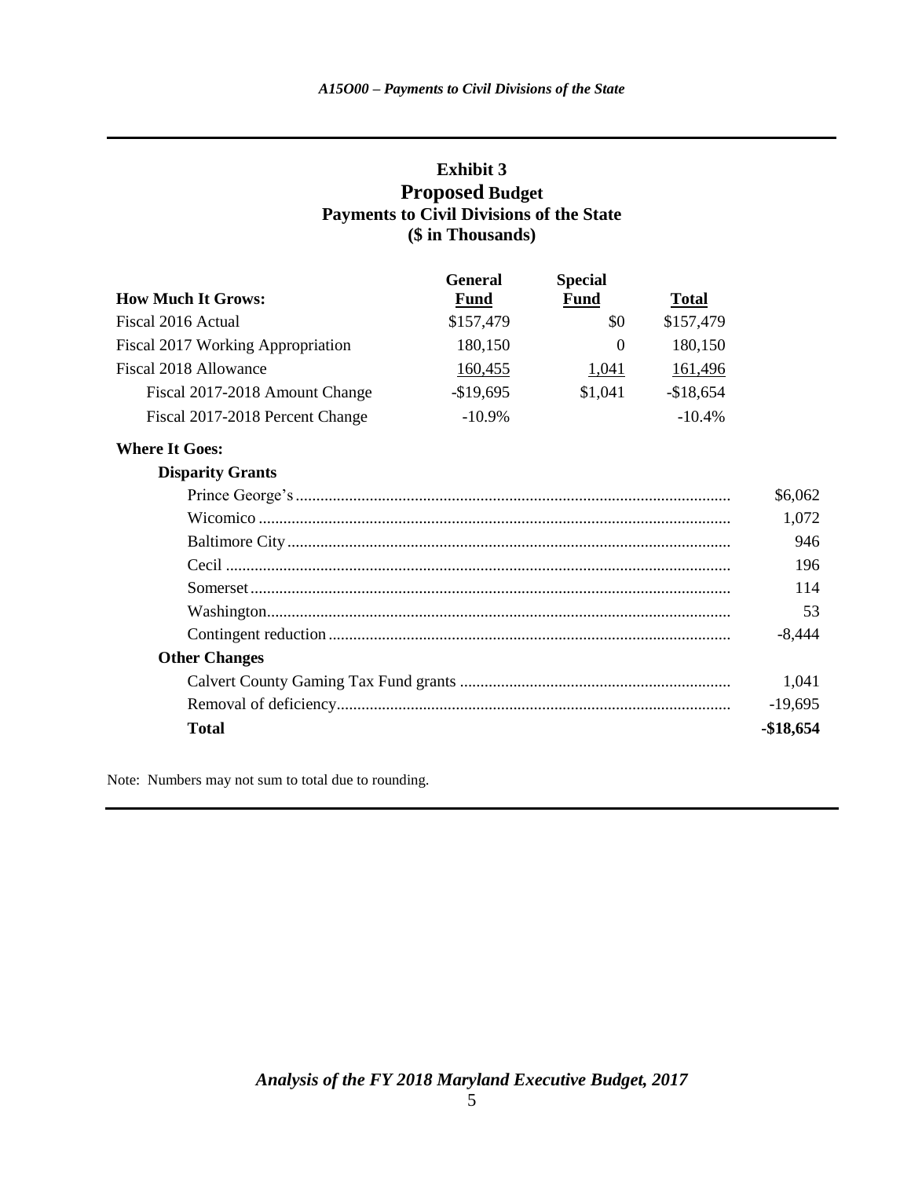## Exhibit 3
## Proposed Budget
## Payments to Civil Divisions of the State
## ($ in Thousands)

| How Much It Grows: | General Fund | Special Fund | Total |
|---|---|---|---|
| Fiscal 2016 Actual | $157,479 | $0 | $157,479 |
| Fiscal 2017 Working Appropriation | 180,150 | 0 | 180,150 |
| Fiscal 2018 Allowance | 160,455 | 1,041 | 161,496 |
| Fiscal 2017-2018 Amount Change | -$19,695 | $1,041 | -$18,654 |
| Fiscal 2017-2018 Percent Change | -10.9% | | -10.4% |

**Where It Goes:**

| | |
|---|---|
| **Disparity Grants** | |
| Prince George's | $6,062 |
| Wicomico | 1,072 |
| Baltimore City | 946 |
| Cecil | 196 |
| Somerset | 114 |
| Washington | 53 |
| Contingent reduction | -8,444 |
| **Other Changes** | |
| Calvert County Gaming Tax Fund grants | 1,041 |
| Removal of deficiency | -19,695 |
| **Total** | **-$18,654** |

Note: Numbers may not sum to total due to rounding.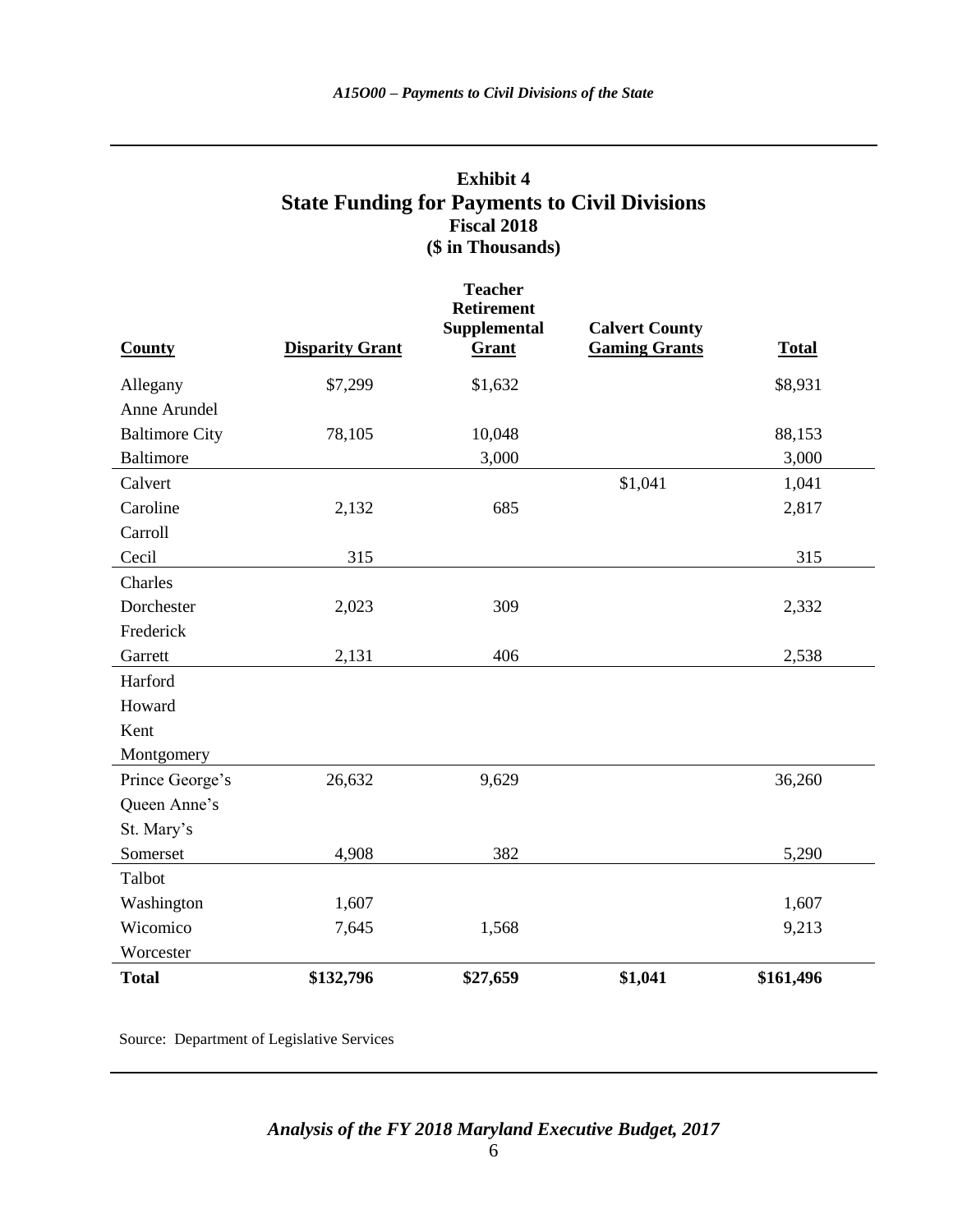**Exhibit 4**
**State Funding for Payments to Civil Divisions**
**Fiscal 2018**
**($ in Thousands)**

| County | Disparity Grant | Teacher Retirement Supplemental Grant | Calvert County Gaming Grants | Total |
|---|---|---|---|---|
| Allegany | $7,299 | $1,632 | | $8,931 |
| Anne Arundel | | | | |
| Baltimore City | 78,105 | 10,048 | | 88,153 |
| Baltimore | | 3,000 | | 3,000 |
| Calvert | | | $1,041 | 1,041 |
| Caroline | 2,132 | 685 | | 2,817 |
| Carroll | | | | |
| Cecil | 315 | | | 315 |
| Charles | | | | |
| Dorchester | 2,023 | 309 | | 2,332 |
| Frederick | | | | |
| Garrett | 2,131 | 406 | | 2,538 |
| Harford | | | | |
| Howard | | | | |
| Kent | | | | |
| Montgomery | | | | |
| Prince George's | 26,632 | 9,629 | | 36,260 |
| Queen Anne's | | | | |
| St. Mary's | | | | |
| Somerset | 4,908 | 382 | | 5,290 |
| Talbot | | | | |
| Washington | 1,607 | | | 1,607 |
| Wicomico | 7,645 | 1,568 | | 9,213 |
| Worcester | | | | |
| **Total** | **$132,796** | **$27,659** | **$1,041** | **$161,496** |

Source: Department of Legislative Services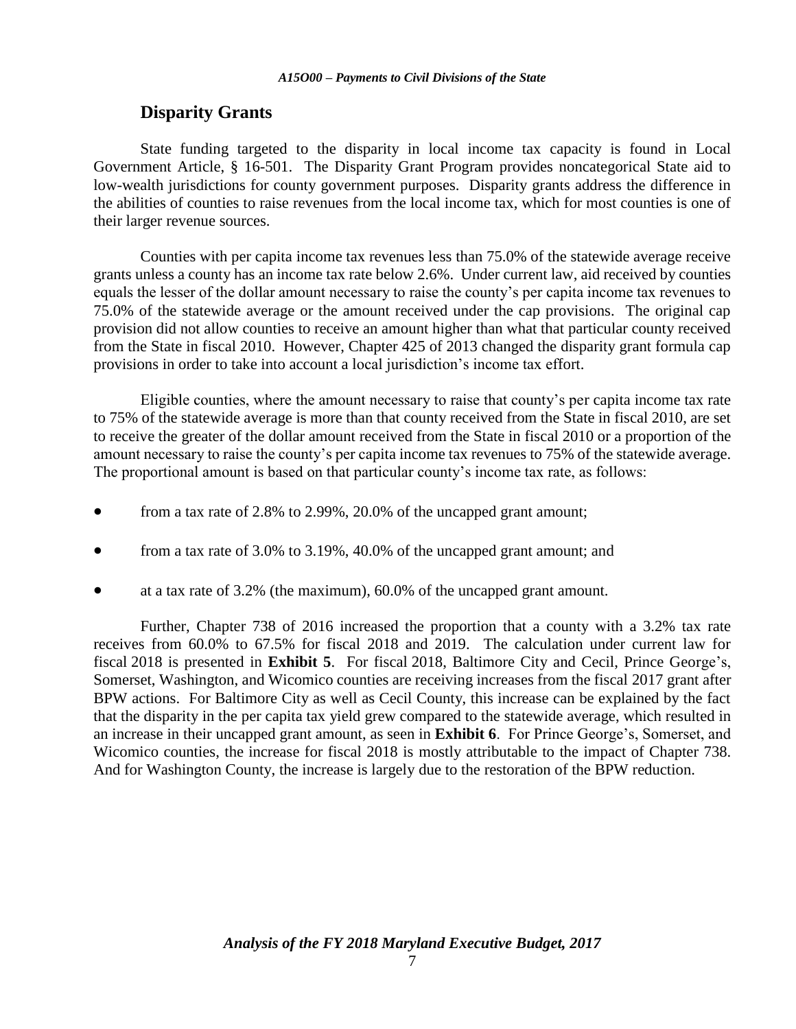## Disparity Grants

State funding targeted to the disparity in local income tax capacity is found in Local Government Article, § 16-501. The Disparity Grant Program provides noncategorical State aid to low-wealth jurisdictions for county government purposes. Disparity grants address the difference in the abilities of counties to raise revenues from the local income tax, which for most counties is one of their larger revenue sources.

Counties with per capita income tax revenues less than 75.0% of the statewide average receive grants unless a county has an income tax rate below 2.6%. Under current law, aid received by counties equals the lesser of the dollar amount necessary to raise the county's per capita income tax revenues to 75.0% of the statewide average or the amount received under the cap provisions. The original cap provision did not allow counties to receive an amount higher than what that particular county received from the State in fiscal 2010. However, Chapter 425 of 2013 changed the disparity grant formula cap provisions in order to take into account a local jurisdiction's income tax effort.

Eligible counties, where the amount necessary to raise that county's per capita income tax rate to 75% of the statewide average is more than that county received from the State in fiscal 2010, are set to receive the greater of the dollar amount received from the State in fiscal 2010 or a proportion of the amount necessary to raise the county's per capita income tax revenues to 75% of the statewide average. The proportional amount is based on that particular county's income tax rate, as follows:

- from a tax rate of 2.8% to 2.99%, 20.0% of the uncapped grant amount;
- from a tax rate of 3.0% to 3.19%, 40.0% of the uncapped grant amount; and
- at a tax rate of 3.2% (the maximum), 60.0% of the uncapped grant amount.

Further, Chapter 738 of 2016 increased the proportion that a county with a 3.2% tax rate receives from 60.0% to 67.5% for fiscal 2018 and 2019. The calculation under current law for fiscal 2018 is presented in **Exhibit 5**. For fiscal 2018, Baltimore City and Cecil, Prince George's, Somerset, Washington, and Wicomico counties are receiving increases from the fiscal 2017 grant after BPW actions. For Baltimore City as well as Cecil County, this increase can be explained by the fact that the disparity in the per capita tax yield grew compared to the statewide average, which resulted in an increase in their uncapped grant amount, as seen in **Exhibit 6**. For Prince George's, Somerset, and Wicomico counties, the increase for fiscal 2018 is mostly attributable to the impact of Chapter 738. And for Washington County, the increase is largely due to the restoration of the BPW reduction.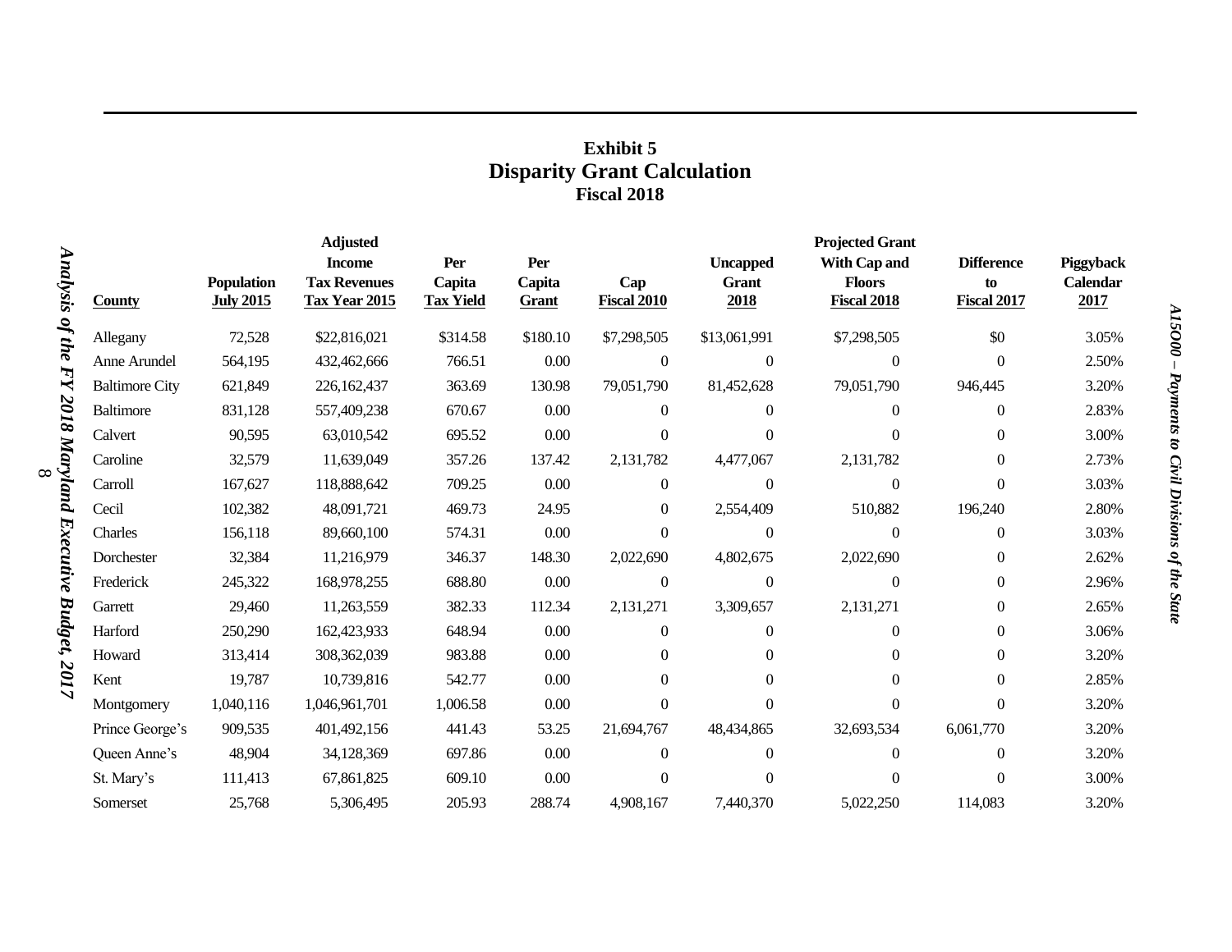**Exhibit 5**
**Disparity Grant Calculation**
**Fiscal 2018**

| County | Population July 2015 | Adjusted Income Tax Revenues Tax Year 2015 | Per Capita Tax Yield | Per Capita Grant | Cap Fiscal 2010 | Uncapped Grant 2018 | Projected Grant With Cap and Floors Fiscal 2018 | Difference to Fiscal 2017 | Piggyback Calendar 2017 |
|---|---|---|---|---|---|---|---|---|---|
| Allegany | 72,528 | $22,816,021 | $314.58 | $180.10 | $7,298,505 | $13,061,991 | $7,298,505 | $0 | 3.05% |
| Anne Arundel | 564,195 | 432,462,666 | 766.51 | 0.00 | 0 | 0 | 0 | 0 | 2.50% |
| Baltimore City | 621,849 | 226,162,437 | 363.69 | 130.98 | 79,051,790 | 81,452,628 | 79,051,790 | 946,445 | 3.20% |
| Baltimore | 831,128 | 557,409,238 | 670.67 | 0.00 | 0 | 0 | 0 | 0 | 2.83% |
| Calvert | 90,595 | 63,010,542 | 695.52 | 0.00 | 0 | 0 | 0 | 0 | 3.00% |
| Caroline | 32,579 | 11,639,049 | 357.26 | 137.42 | 2,131,782 | 4,477,067 | 2,131,782 | 0 | 2.73% |
| Carroll | 167,627 | 118,888,642 | 709.25 | 0.00 | 0 | 0 | 0 | 0 | 3.03% |
| Cecil | 102,382 | 48,091,721 | 469.73 | 24.95 | 0 | 2,554,409 | 510,882 | 196,240 | 2.80% |
| Charles | 156,118 | 89,660,100 | 574.31 | 0.00 | 0 | 0 | 0 | 0 | 3.03% |
| Dorchester | 32,384 | 11,216,979 | 346.37 | 148.30 | 2,022,690 | 4,802,675 | 2,022,690 | 0 | 2.62% |
| Frederick | 245,322 | 168,978,255 | 688.80 | 0.00 | 0 | 0 | 0 | 0 | 2.96% |
| Garrett | 29,460 | 11,263,559 | 382.33 | 112.34 | 2,131,271 | 3,309,657 | 2,131,271 | 0 | 2.65% |
| Harford | 250,290 | 162,423,933 | 648.94 | 0.00 | 0 | 0 | 0 | 0 | 3.06% |
| Howard | 313,414 | 308,362,039 | 983.88 | 0.00 | 0 | 0 | 0 | 0 | 3.20% |
| Kent | 19,787 | 10,739,816 | 542.77 | 0.00 | 0 | 0 | 0 | 0 | 2.85% |
| Montgomery | 1,040,116 | 1,046,961,701 | 1,006.58 | 0.00 | 0 | 0 | 0 | 0 | 3.20% |
| Prince George's | 909,535 | 401,492,156 | 441.43 | 53.25 | 21,694,767 | 48,434,865 | 32,693,534 | 6,061,770 | 3.20% |
| Queen Anne's | 48,904 | 34,128,369 | 697.86 | 0.00 | 0 | 0 | 0 | 0 | 3.20% |
| St. Mary's | 111,413 | 67,861,825 | 609.10 | 0.00 | 0 | 0 | 0 | 0 | 3.00% |
| Somerset | 25,768 | 5,306,495 | 205.93 | 288.74 | 4,908,167 | 7,440,370 | 5,022,250 | 114,083 | 3.20% |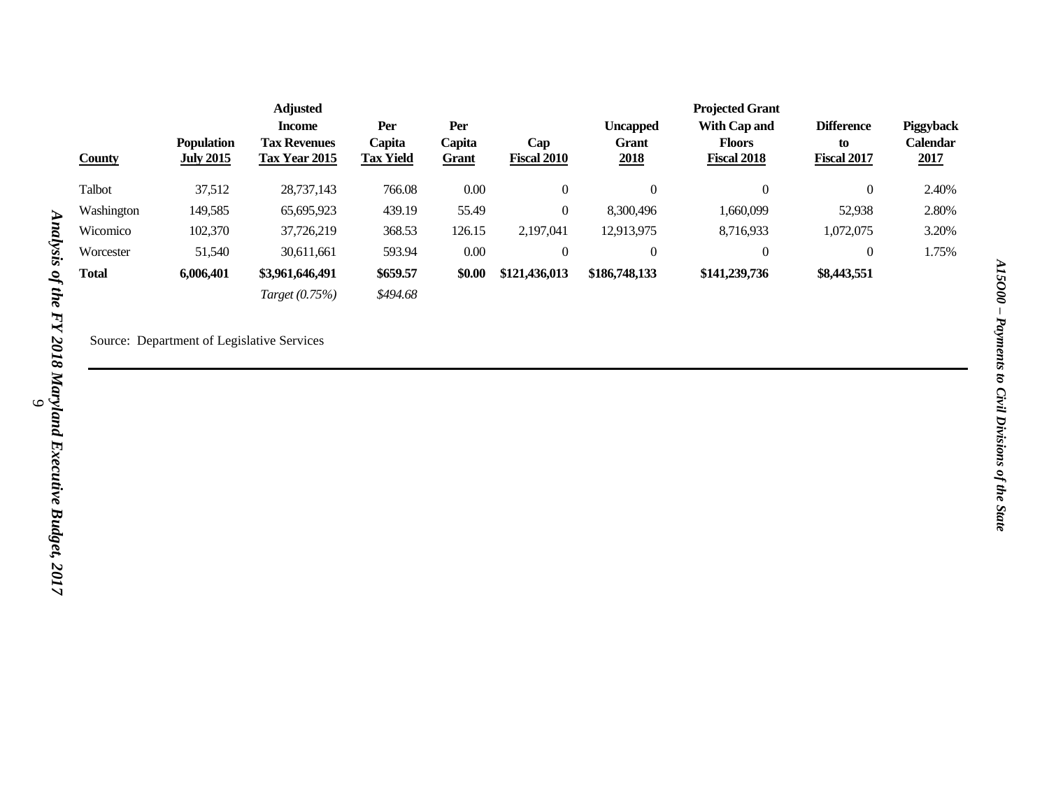| County | Population July 2015 | Adjusted Income Tax Revenues Tax Year 2015 | Per Capita Tax Yield | Per Capita Grant | Cap Fiscal 2010 | Uncapped Grant 2018 | Projected Grant With Cap and Floors Fiscal 2018 | Difference to Fiscal 2017 | Piggyback Calendar 2017 |
|---|---|---|---|---|---|---|---|---|---|
| Talbot | 37,512 | 28,737,143 | 766.08 | 0.00 | 0 | 0 | 0 | 0 | 2.40% |
| Washington | 149,585 | 65,695,923 | 439.19 | 55.49 | 0 | 8,300,496 | 1,660,099 | 52,938 | 2.80% |
| Wicomico | 102,370 | 37,726,219 | 368.53 | 126.15 | 2,197,041 | 12,913,975 | 8,716,933 | 1,072,075 | 3.20% |
| Worcester | 51,540 | 30,611,661 | 593.94 | 0.00 | 0 | 0 | 0 | 0 | 1.75% |
| **Total** | **6,006,401** | **$3,961,646,491** | **$659.57** | **$0.00** | **$121,436,013** | **$186,748,133** | **$141,239,736** | **$8,443,551** | |
| | | *Target (0.75%)* | *$494.68* | | | | | | |

Source: Department of Legislative Services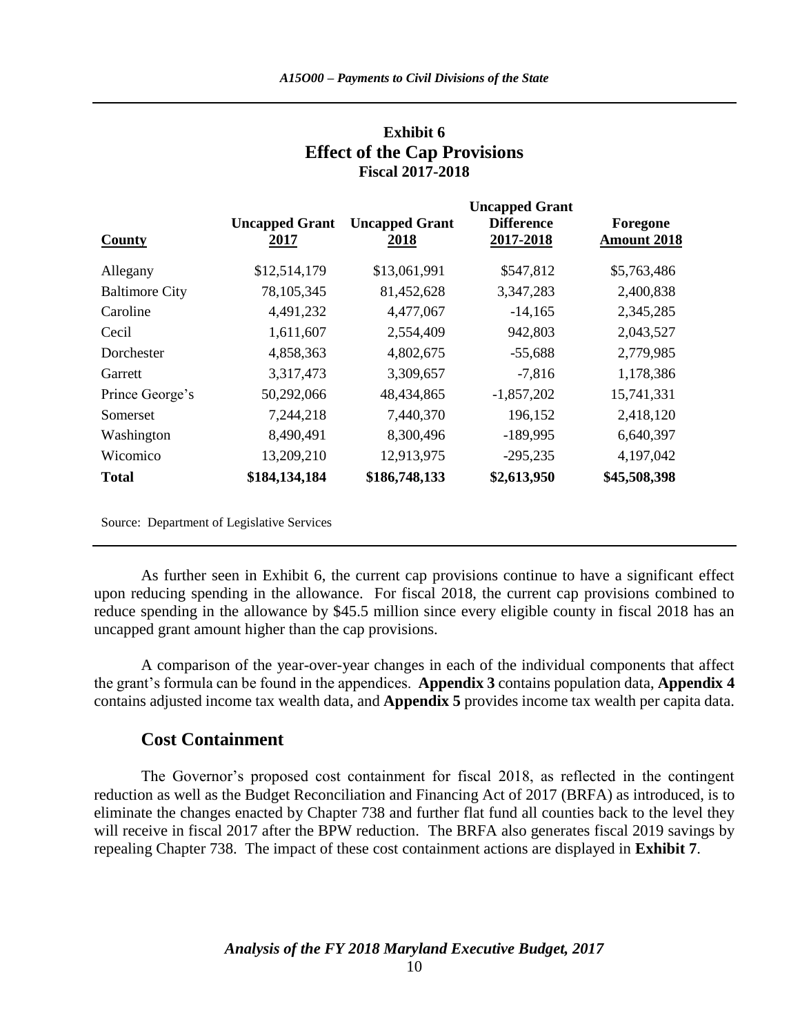**Exhibit 6**
**Effect of the Cap Provisions**
**Fiscal 2017-2018**

| County | Uncapped Grant 2017 | Uncapped Grant 2018 | Uncapped Grant Difference 2017-2018 | Foregone Amount 2018 |
|---|---|---|---|---|
| Allegany | $12,514,179 | $13,061,991 | $547,812 | $5,763,486 |
| Baltimore City | 78,105,345 | 81,452,628 | 3,347,283 | 2,400,838 |
| Caroline | 4,491,232 | 4,477,067 | -14,165 | 2,345,285 |
| Cecil | 1,611,607 | 2,554,409 | 942,803 | 2,043,527 |
| Dorchester | 4,858,363 | 4,802,675 | -55,688 | 2,779,985 |
| Garrett | 3,317,473 | 3,309,657 | -7,816 | 1,178,386 |
| Prince George's | 50,292,066 | 48,434,865 | -1,857,202 | 15,741,331 |
| Somerset | 7,244,218 | 7,440,370 | 196,152 | 2,418,120 |
| Washington | 8,490,491 | 8,300,496 | -189,995 | 6,640,397 |
| Wicomico | 13,209,210 | 12,913,975 | -295,235 | 4,197,042 |
| **Total** | **$184,134,184** | **$186,748,133** | **$2,613,950** | **$45,508,398** |

Source: Department of Legislative Services

As further seen in Exhibit 6, the current cap provisions continue to have a significant effect upon reducing spending in the allowance. For fiscal 2018, the current cap provisions combined to reduce spending in the allowance by $45.5 million since every eligible county in fiscal 2018 has an uncapped grant amount higher than the cap provisions.

A comparison of the year-over-year changes in each of the individual components that affect the grant's formula can be found in the appendices. **Appendix 3** contains population data, **Appendix 4** contains adjusted income tax wealth data, and **Appendix 5** provides income tax wealth per capita data.

## Cost Containment

The Governor's proposed cost containment for fiscal 2018, as reflected in the contingent reduction as well as the Budget Reconciliation and Financing Act of 2017 (BRFA) as introduced, is to eliminate the changes enacted by Chapter 738 and further flat fund all counties back to the level they will receive in fiscal 2017 after the BPW reduction. The BRFA also generates fiscal 2019 savings by repealing Chapter 738. The impact of these cost containment actions are displayed in **Exhibit 7**.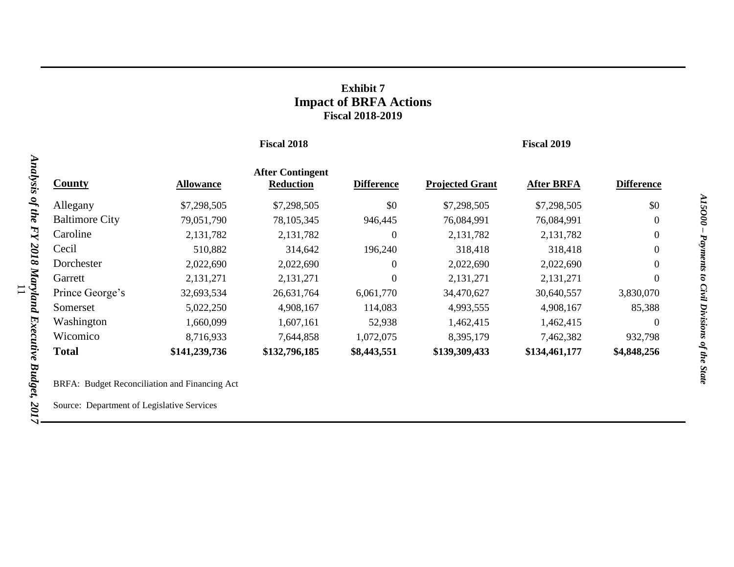**Exhibit 7**
**Impact of BRFA Actions**
**Fiscal 2018-2019**

| | Fiscal 2018 | | | Fiscal 2019 | | |
|---|---|---|---|---|---|---|
| **County** | **Allowance** | **After Contingent Reduction** | **Difference** | **Projected Grant** | **After BRFA** | **Difference** |
| Allegany | $7,298,505 | $7,298,505 | $0 | $7,298,505 | $7,298,505 | $0 |
| Baltimore City | 79,051,790 | 78,105,345 | 946,445 | 76,084,991 | 76,084,991 | 0 |
| Caroline | 2,131,782 | 2,131,782 | 0 | 2,131,782 | 2,131,782 | 0 |
| Cecil | 510,882 | 314,642 | 196,240 | 318,418 | 318,418 | 0 |
| Dorchester | 2,022,690 | 2,022,690 | 0 | 2,022,690 | 2,022,690 | 0 |
| Garrett | 2,131,271 | 2,131,271 | 0 | 2,131,271 | 2,131,271 | 0 |
| Prince George's | 32,693,534 | 26,631,764 | 6,061,770 | 34,470,627 | 30,640,557 | 3,830,070 |
| Somerset | 5,022,250 | 4,908,167 | 114,083 | 4,993,555 | 4,908,167 | 85,388 |
| Washington | 1,660,099 | 1,607,161 | 52,938 | 1,462,415 | 1,462,415 | 0 |
| Wicomico | 8,716,933 | 7,644,858 | 1,072,075 | 8,395,179 | 7,462,382 | 932,798 |
| **Total** | **$141,239,736** | **$132,796,185** | **$8,443,551** | **$139,309,433** | **$134,461,177** | **$4,848,256** |

BRFA: Budget Reconciliation and Financing Act

Source: Department of Legislative Services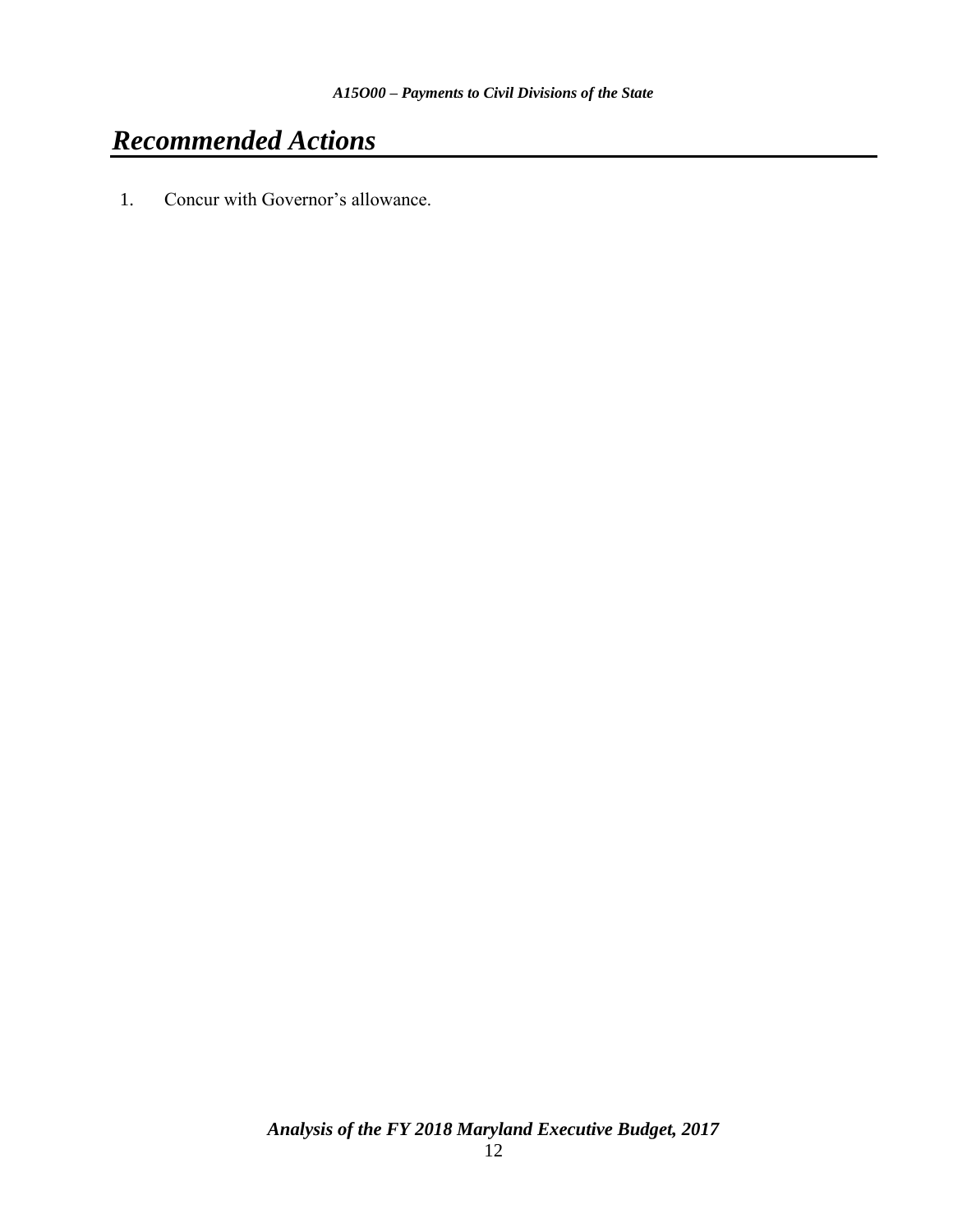# *Recommended Actions*

1. Concur with Governor's allowance.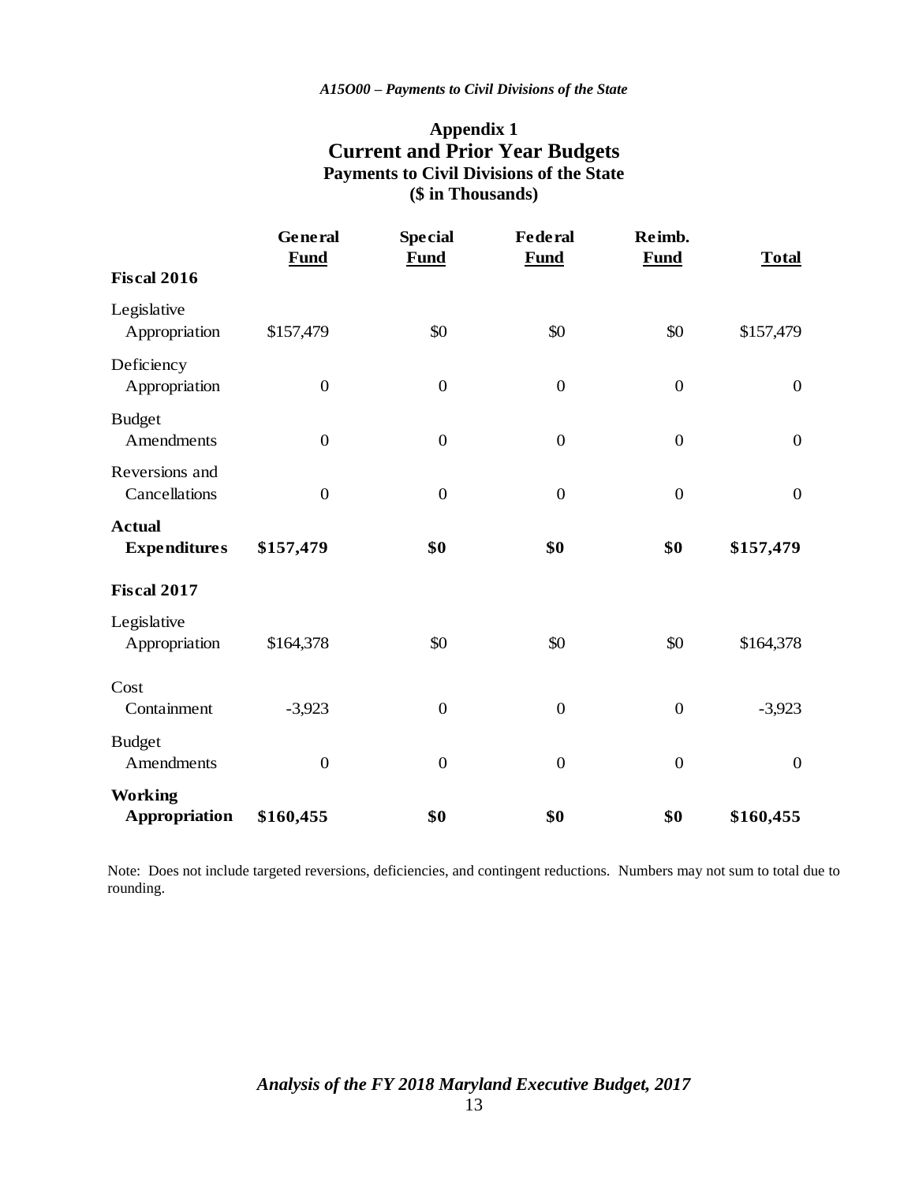## Appendix 1
# Current and Prior Year Budgets
### Payments to Civil Divisions of the State
### ($ in Thousands)

| | General Fund | Special Fund | Federal Fund | Reimb. Fund | Total |
|---|---|---|---|---|---|
| **Fiscal 2016** | | | | | |
| Legislative Appropriation | $157,479 | $0 | $0 | $0 | $157,479 |
| Deficiency Appropriation | 0 | 0 | 0 | 0 | 0 |
| Budget Amendments | 0 | 0 | 0 | 0 | 0 |
| Reversions and Cancellations | 0 | 0 | 0 | 0 | 0 |
| **Actual Expenditures** | **$157,479** | **$0** | **$0** | **$0** | **$157,479** |
| **Fiscal 2017** | | | | | |
| Legislative Appropriation | $164,378 | $0 | $0 | $0 | $164,378 |
| Cost Containment | -3,923 | 0 | 0 | 0 | -3,923 |
| Budget Amendments | 0 | 0 | 0 | 0 | 0 |
| **Working Appropriation** | **$160,455** | **$0** | **$0** | **$0** | **$160,455** |

Note: Does not include targeted reversions, deficiencies, and contingent reductions. Numbers may not sum to total due to rounding.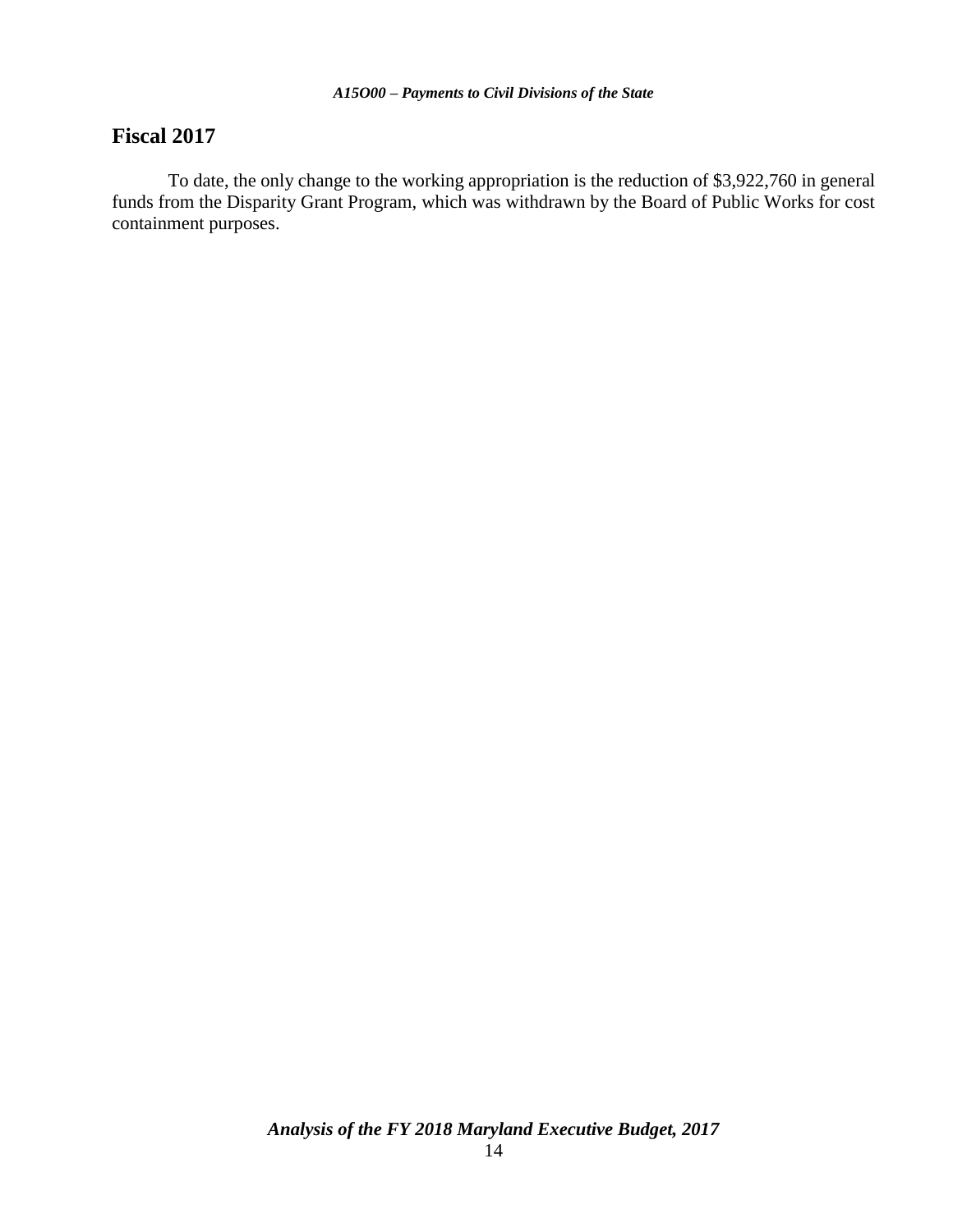## Fiscal 2017

To date, the only change to the working appropriation is the reduction of $3,922,760 in general funds from the Disparity Grant Program, which was withdrawn by the Board of Public Works for cost containment purposes.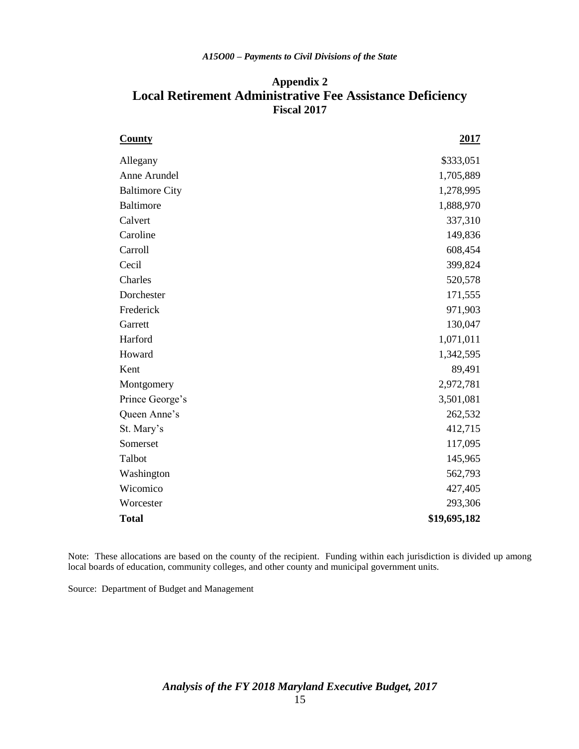## Appendix 2
# Local Retirement Administrative Fee Assistance Deficiency
### Fiscal 2017

| County | 2017 |
|---|---:|
| Allegany | $333,051 |
| Anne Arundel | 1,705,889 |
| Baltimore City | 1,278,995 |
| Baltimore | 1,888,970 |
| Calvert | 337,310 |
| Caroline | 149,836 |
| Carroll | 608,454 |
| Cecil | 399,824 |
| Charles | 520,578 |
| Dorchester | 171,555 |
| Frederick | 971,903 |
| Garrett | 130,047 |
| Harford | 1,071,011 |
| Howard | 1,342,595 |
| Kent | 89,491 |
| Montgomery | 2,972,781 |
| Prince George's | 3,501,081 |
| Queen Anne's | 262,532 |
| St. Mary's | 412,715 |
| Somerset | 117,095 |
| Talbot | 145,965 |
| Washington | 562,793 |
| Wicomico | 427,405 |
| Worcester | 293,306 |
| **Total** | **$19,695,182** |

Note: These allocations are based on the county of the recipient. Funding within each jurisdiction is divided up among local boards of education, community colleges, and other county and municipal government units.

Source: Department of Budget and Management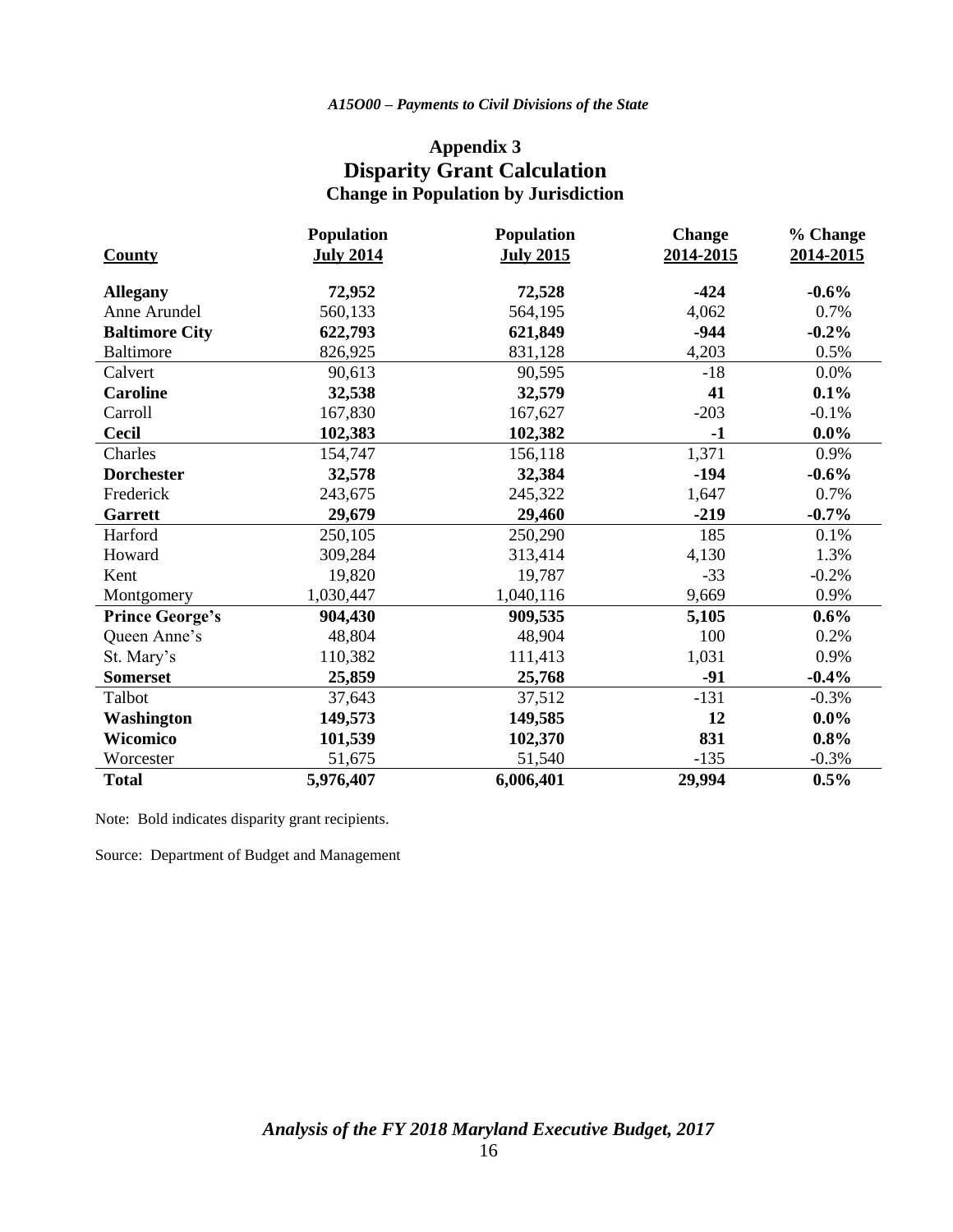## Appendix 3
## Disparity Grant Calculation
### Change in Population by Jurisdiction

| County | Population July 2014 | Population July 2015 | Change 2014-2015 | % Change 2014-2015 |
|---|---|---|---|---|
| **Allegany** | **72,952** | **72,528** | **-424** | **-0.6%** |
| Anne Arundel | 560,133 | 564,195 | 4,062 | 0.7% |
| **Baltimore City** | **622,793** | **621,849** | **-944** | **-0.2%** |
| Baltimore | 826,925 | 831,128 | 4,203 | 0.5% |
| Calvert | 90,613 | 90,595 | -18 | 0.0% |
| **Caroline** | **32,538** | **32,579** | **41** | **0.1%** |
| Carroll | 167,830 | 167,627 | -203 | -0.1% |
| **Cecil** | **102,383** | **102,382** | **-1** | **0.0%** |
| Charles | 154,747 | 156,118 | 1,371 | 0.9% |
| **Dorchester** | **32,578** | **32,384** | **-194** | **-0.6%** |
| Frederick | 243,675 | 245,322 | 1,647 | 0.7% |
| **Garrett** | **29,679** | **29,460** | **-219** | **-0.7%** |
| Harford | 250,105 | 250,290 | 185 | 0.1% |
| Howard | 309,284 | 313,414 | 4,130 | 1.3% |
| Kent | 19,820 | 19,787 | -33 | -0.2% |
| Montgomery | 1,030,447 | 1,040,116 | 9,669 | 0.9% |
| **Prince George's** | **904,430** | **909,535** | **5,105** | **0.6%** |
| Queen Anne's | 48,804 | 48,904 | 100 | 0.2% |
| St. Mary's | 110,382 | 111,413 | 1,031 | 0.9% |
| **Somerset** | **25,859** | **25,768** | **-91** | **-0.4%** |
| Talbot | 37,643 | 37,512 | -131 | -0.3% |
| **Washington** | **149,573** | **149,585** | **12** | **0.0%** |
| **Wicomico** | **101,539** | **102,370** | **831** | **0.8%** |
| Worcester | 51,675 | 51,540 | -135 | -0.3% |
| **Total** | **5,976,407** | **6,006,401** | **29,994** | **0.5%** |

Note: Bold indicates disparity grant recipients.

Source: Department of Budget and Management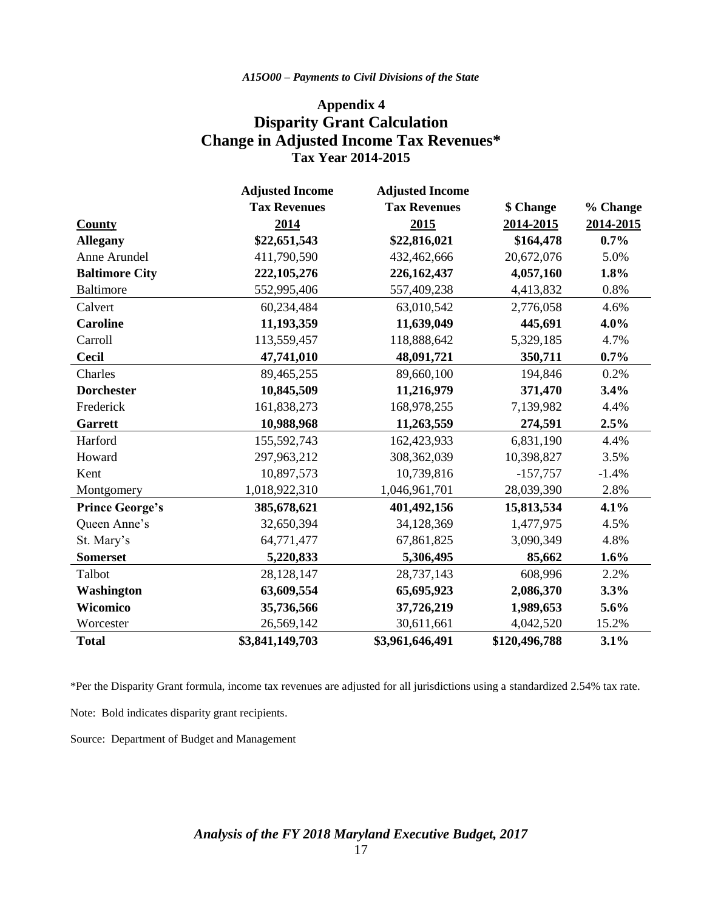# Appendix 4
# Disparity Grant Calculation
# Change in Adjusted Income Tax Revenues*
### Tax Year 2014-2015

| County | Adjusted Income Tax Revenues 2014 | Adjusted Income Tax Revenues 2015 | $ Change 2014-2015 | % Change 2014-2015 |
|---|---|---|---|---|
| **Allegany** | **$22,651,543** | **$22,816,021** | **$164,478** | **0.7%** |
| Anne Arundel | 411,790,590 | 432,462,666 | 20,672,076 | 5.0% |
| **Baltimore City** | **222,105,276** | **226,162,437** | **4,057,160** | **1.8%** |
| Baltimore | 552,995,406 | 557,409,238 | 4,413,832 | 0.8% |
| Calvert | 60,234,484 | 63,010,542 | 2,776,058 | 4.6% |
| **Caroline** | **11,193,359** | **11,639,049** | **445,691** | **4.0%** |
| Carroll | 113,559,457 | 118,888,642 | 5,329,185 | 4.7% |
| **Cecil** | **47,741,010** | **48,091,721** | **350,711** | **0.7%** |
| Charles | 89,465,255 | 89,660,100 | 194,846 | 0.2% |
| **Dorchester** | **10,845,509** | **11,216,979** | **371,470** | **3.4%** |
| Frederick | 161,838,273 | 168,978,255 | 7,139,982 | 4.4% |
| **Garrett** | **10,988,968** | **11,263,559** | **274,591** | **2.5%** |
| Harford | 155,592,743 | 162,423,933 | 6,831,190 | 4.4% |
| Howard | 297,963,212 | 308,362,039 | 10,398,827 | 3.5% |
| Kent | 10,897,573 | 10,739,816 | -157,757 | -1.4% |
| Montgomery | 1,018,922,310 | 1,046,961,701 | 28,039,390 | 2.8% |
| **Prince George's** | **385,678,621** | **401,492,156** | **15,813,534** | **4.1%** |
| Queen Anne's | 32,650,394 | 34,128,369 | 1,477,975 | 4.5% |
| St. Mary's | 64,771,477 | 67,861,825 | 3,090,349 | 4.8% |
| **Somerset** | **5,220,833** | **5,306,495** | **85,662** | **1.6%** |
| Talbot | 28,128,147 | 28,737,143 | 608,996 | 2.2% |
| **Washington** | **63,609,554** | **65,695,923** | **2,086,370** | **3.3%** |
| **Wicomico** | **35,736,566** | **37,726,219** | **1,989,653** | **5.6%** |
| Worcester | 26,569,142 | 30,611,661 | 4,042,520 | 15.2% |
| **Total** | **$3,841,149,703** | **$3,961,646,491** | **$120,496,788** | **3.1%** |

*Per the Disparity Grant formula, income tax revenues are adjusted for all jurisdictions using a standardized 2.54% tax rate.

Note: Bold indicates disparity grant recipients.

Source: Department of Budget and Management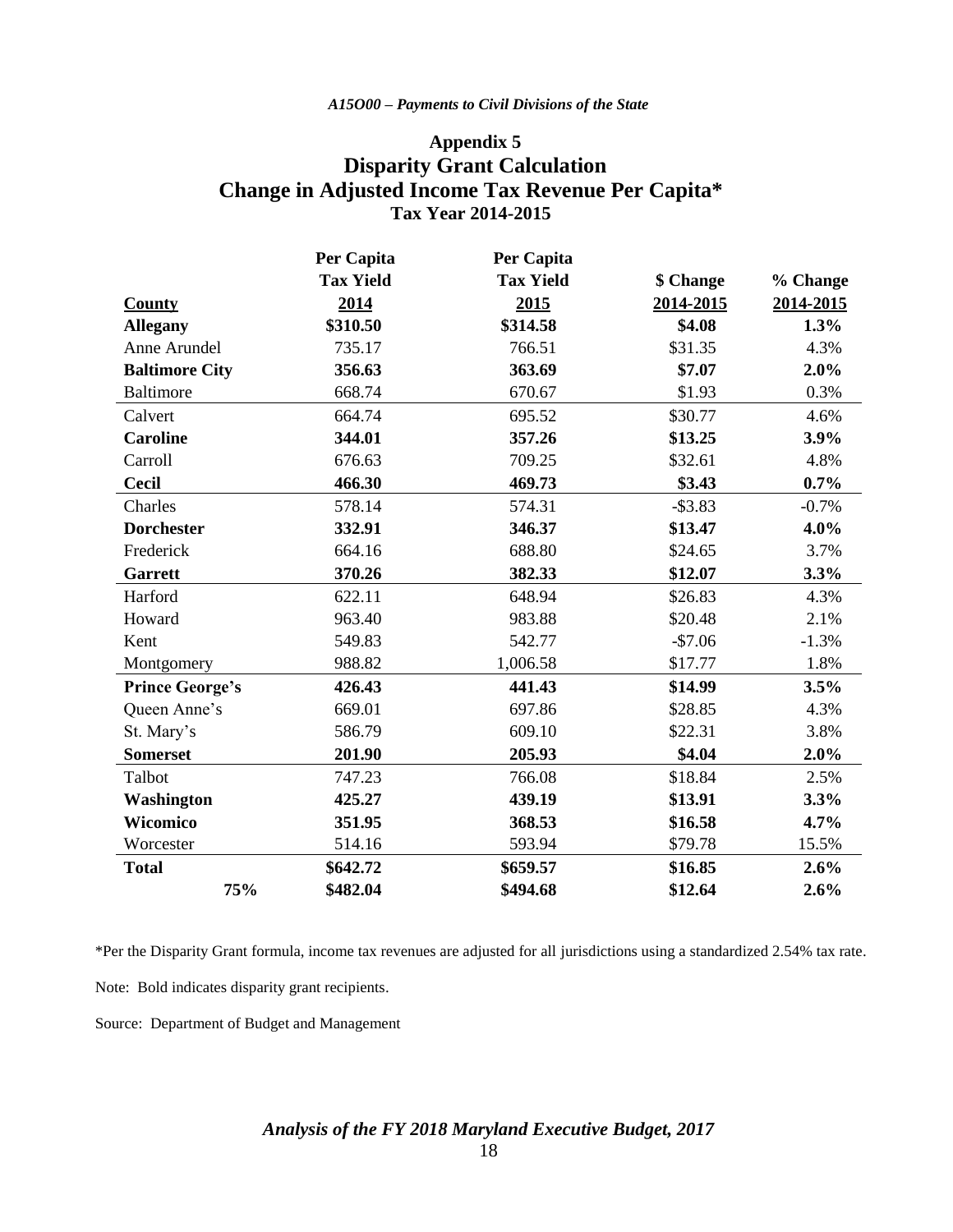# Appendix 5
## Disparity Grant Calculation
## Change in Adjusted Income Tax Revenue Per Capita*
### Tax Year 2014-2015

| County | Per Capita Tax Yield 2014 | Per Capita Tax Yield 2015 | $ Change 2014-2015 | % Change 2014-2015 |
|---|---|---|---|---|
| **Allegany** | **$310.50** | **$314.58** | **$4.08** | **1.3%** |
| Anne Arundel | 735.17 | 766.51 | $31.35 | 4.3% |
| **Baltimore City** | **356.63** | **363.69** | **$7.07** | **2.0%** |
| Baltimore | 668.74 | 670.67 | $1.93 | 0.3% |
| Calvert | 664.74 | 695.52 | $30.77 | 4.6% |
| **Caroline** | **344.01** | **357.26** | **$13.25** | **3.9%** |
| Carroll | 676.63 | 709.25 | $32.61 | 4.8% |
| **Cecil** | **466.30** | **469.73** | **$3.43** | **0.7%** |
| Charles | 578.14 | 574.31 | -$3.83 | -0.7% |
| **Dorchester** | **332.91** | **346.37** | **$13.47** | **4.0%** |
| Frederick | 664.16 | 688.80 | $24.65 | 3.7% |
| **Garrett** | **370.26** | **382.33** | **$12.07** | **3.3%** |
| Harford | 622.11 | 648.94 | $26.83 | 4.3% |
| Howard | 963.40 | 983.88 | $20.48 | 2.1% |
| Kent | 549.83 | 542.77 | -$7.06 | -1.3% |
| Montgomery | 988.82 | 1,006.58 | $17.77 | 1.8% |
| **Prince George's** | **426.43** | **441.43** | **$14.99** | **3.5%** |
| Queen Anne's | 669.01 | 697.86 | $28.85 | 4.3% |
| St. Mary's | 586.79 | 609.10 | $22.31 | 3.8% |
| **Somerset** | **201.90** | **205.93** | **$4.04** | **2.0%** |
| Talbot | 747.23 | 766.08 | $18.84 | 2.5% |
| **Washington** | **425.27** | **439.19** | **$13.91** | **3.3%** |
| **Wicomico** | **351.95** | **368.53** | **$16.58** | **4.7%** |
| Worcester | 514.16 | 593.94 | $79.78 | 15.5% |
| **Total** | **$642.72** | **$659.57** | **$16.85** | **2.6%** |
| **75%** | **$482.04** | **$494.68** | **$12.64** | **2.6%** |

*Per the Disparity Grant formula, income tax revenues are adjusted for all jurisdictions using a standardized 2.54% tax rate.

Note: Bold indicates disparity grant recipients.

Source: Department of Budget and Management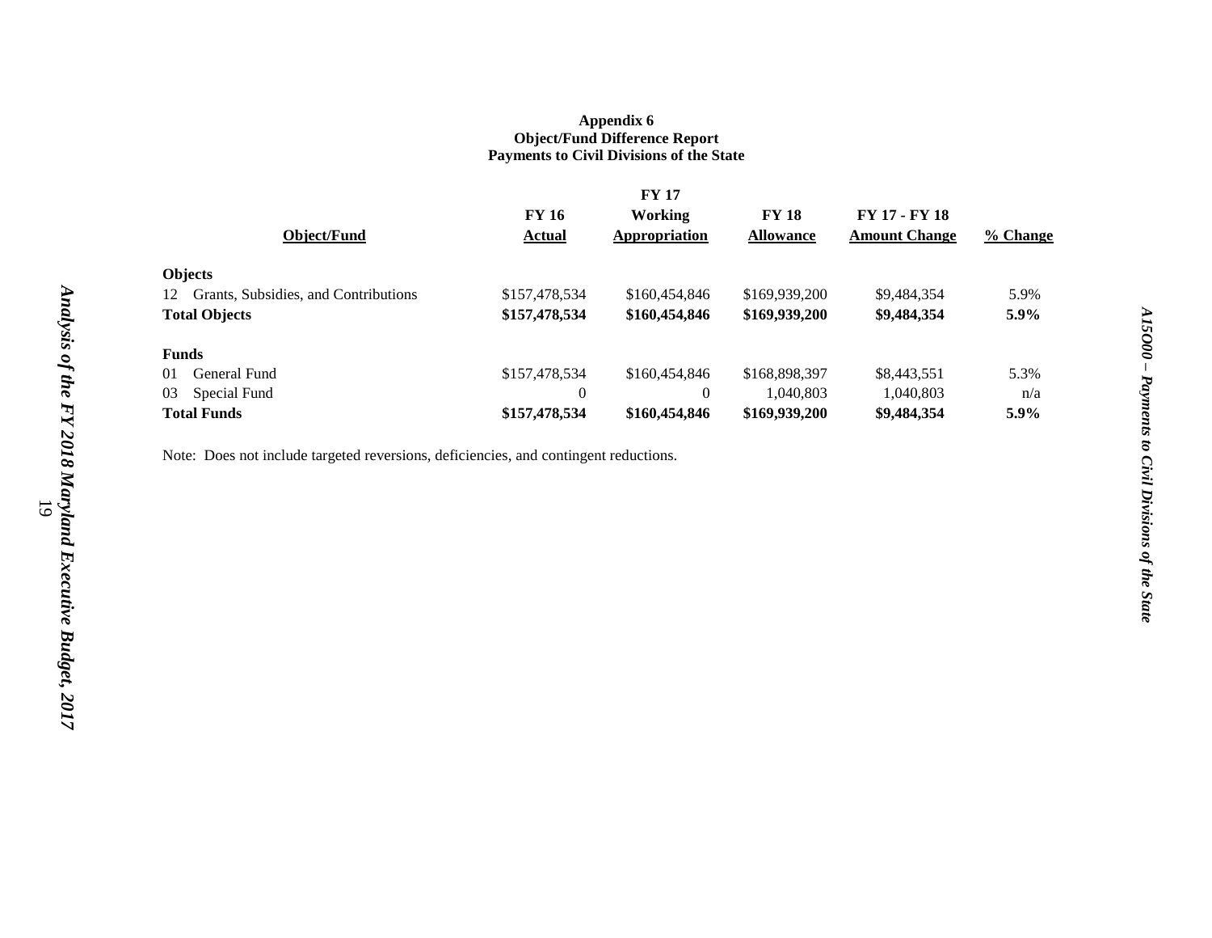**Appendix 6**
**Object/Fund Difference Report**
**Payments to Civil Divisions of the State**

| Object/Fund | FY 16 Actual | FY 17 Working Appropriation | FY 18 Allowance | FY 17 - FY 18 Amount Change | % Change |
|---|---|---|---|---|---|
| **Objects** | | | | | |
| 12 Grants, Subsidies, and Contributions | $157,478,534 | $160,454,846 | $169,939,200 | $9,484,354 | 5.9% |
| **Total Objects** | **$157,478,534** | **$160,454,846** | **$169,939,200** | **$9,484,354** | **5.9%** |
| **Funds** | | | | | |
| 01 General Fund | $157,478,534 | $160,454,846 | $168,898,397 | $8,443,551 | 5.3% |
| 03 Special Fund | 0 | 0 | 1,040,803 | 1,040,803 | n/a |
| **Total Funds** | **$157,478,534** | **$160,454,846** | **$169,939,200** | **$9,484,354** | **5.9%** |

Note: Does not include targeted reversions, deficiencies, and contingent reductions.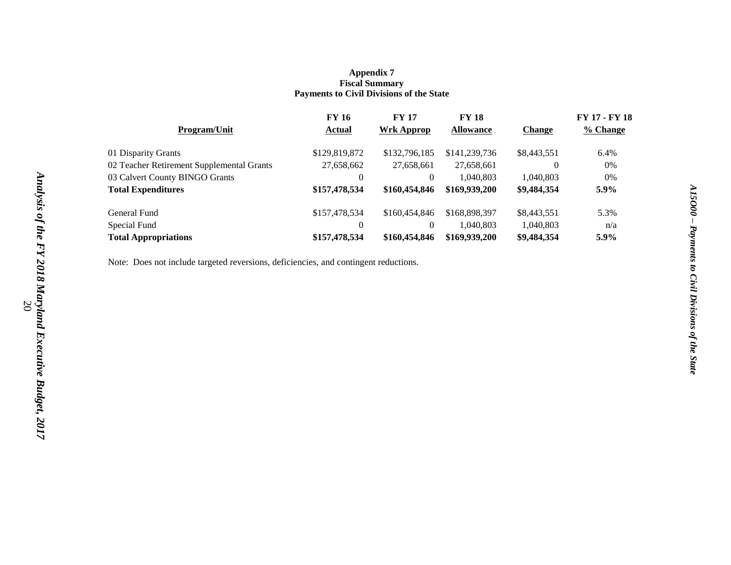**Appendix 7**
**Fiscal Summary**
**Payments to Civil Divisions of the State**

| Program/Unit | FY 16 Actual | FY 17 Wrk Approp | FY 18 Allowance | Change | FY 17 - FY 18 % Change |
|---|---|---|---|---|---|
| 01 Disparity Grants | $129,819,872 | $132,796,185 | $141,239,736 | $8,443,551 | 6.4% |
| 02 Teacher Retirement Supplemental Grants | 27,658,662 | 27,658,661 | 27,658,661 | 0 | 0% |
| 03 Calvert County BINGO Grants | 0 | 0 | 1,040,803 | 1,040,803 | 0% |
| **Total Expenditures** | **$157,478,534** | **$160,454,846** | **$169,939,200** | **$9,484,354** | **5.9%** |
| | | | | | |
| General Fund | $157,478,534 | $160,454,846 | $168,898,397 | $8,443,551 | 5.3% |
| Special Fund | 0 | 0 | 1,040,803 | 1,040,803 | n/a |
| **Total Appropriations** | **$157,478,534** | **$160,454,846** | **$169,939,200** | **$9,484,354** | **5.9%** |

Note: Does not include targeted reversions, deficiencies, and contingent reductions.